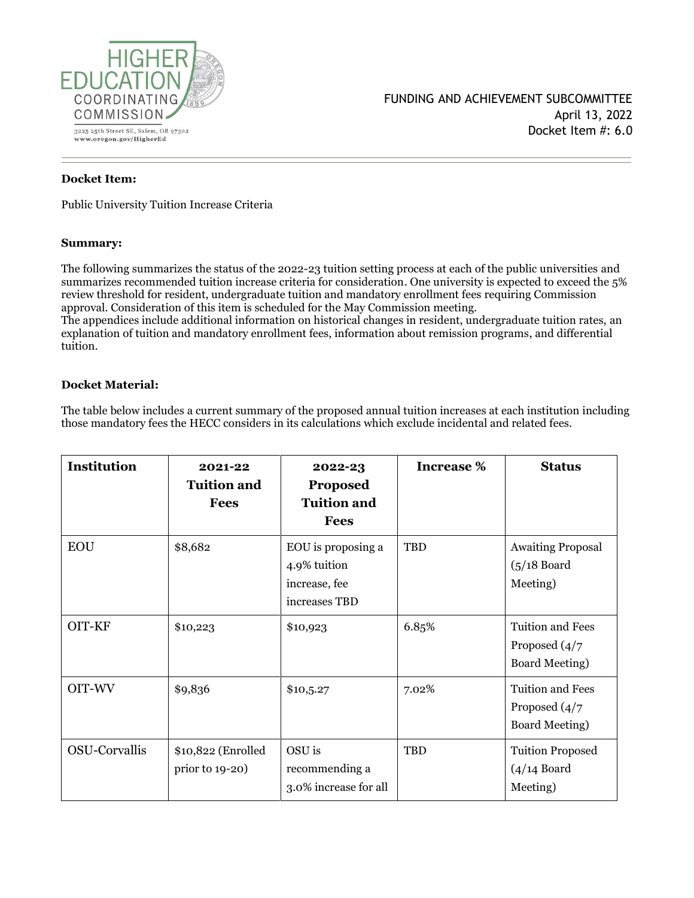HIGHER EDUCATION COORDINATING COMMISSION

3225 25th Street SE, Salem, OR 97302
www.oregon.gov/HigherEd

FUNDING AND ACHIEVEMENT SUBCOMMITTEE
April 13, 2022
Docket Item #: 6.0

---

**Docket Item:**

Public University Tuition Increase Criteria

**Summary:**

The following summarizes the status of the 2022-23 tuition setting process at each of the public universities and summarizes recommended tuition increase criteria for consideration. One university is expected to exceed the 5% review threshold for resident, undergraduate tuition and mandatory enrollment fees requiring Commission approval. Consideration of this item is scheduled for the May Commission meeting.
The appendices include additional information on historical changes in resident, undergraduate tuition rates, an explanation of tuition and mandatory enrollment fees, information about remission programs, and differential tuition.

**Docket Material:**

The table below includes a current summary of the proposed annual tuition increases at each institution including those mandatory fees the HECC considers in its calculations which exclude incidental and related fees.

| Institution | 2021-22 Tuition and Fees | 2022-23 Proposed Tuition and Fees | Increase % | Status |
|---|---|---|---|---|
| EOU | $8,682 | EOU is proposing a 4.9% tuition increase, fee increases TBD | TBD | Awaiting Proposal (5/18 Board Meeting) |
| OIT-KF | $10,223 | $10,923 | 6.85% | Tuition and Fees Proposed (4/7 Board Meeting) |
| OIT-WV | $9,836 | $10,5.27 | 7.02% | Tuition and Fees Proposed (4/7 Board Meeting) |
| OSU-Corvallis | $10,822 (Enrolled prior to 19-20) | OSU is recommending a 3.0% increase for all | TBD | Tuition Proposed (4/14 Board Meeting) |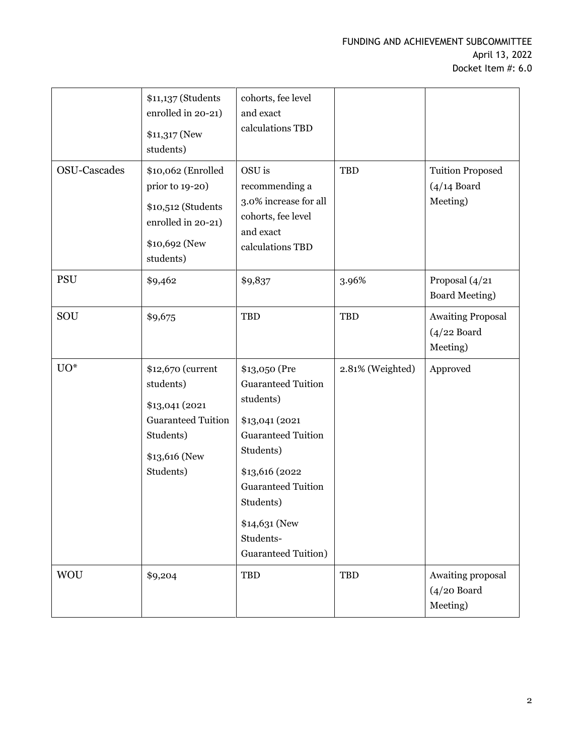| | | | | |
|---|---|---|---|---|
| | $11,137 (Students enrolled in 20-21)<br><br>$11,317 (New students) | cohorts, fee level and exact calculations TBD | | |
| OSU-Cascades | $10,062 (Enrolled prior to 19-20)<br><br>$10,512 (Students enrolled in 20-21)<br><br>$10,692 (New students) | OSU is recommending a 3.0% increase for all cohorts, fee level and exact calculations TBD | TBD | Tuition Proposed (4/14 Board Meeting) |
| PSU | $9,462 | $9,837 | 3.96% | Proposal (4/21 Board Meeting) |
| SOU | $9,675 | TBD | TBD | Awaiting Proposal (4/22 Board Meeting) |
| UO* | $12,670 (current students)<br><br>$13,041 (2021 Guaranteed Tuition Students)<br><br>$13,616 (New Students) | $13,050 (Pre Guaranteed Tuition students)<br><br>$13,041 (2021 Guaranteed Tuition Students)<br><br>$13,616 (2022 Guaranteed Tuition Students)<br><br>$14,631 (New Students-Guaranteed Tuition) | 2.81% (Weighted) | Approved |
| WOU | $9,204 | TBD | TBD | Awaiting proposal (4/20 Board Meeting) |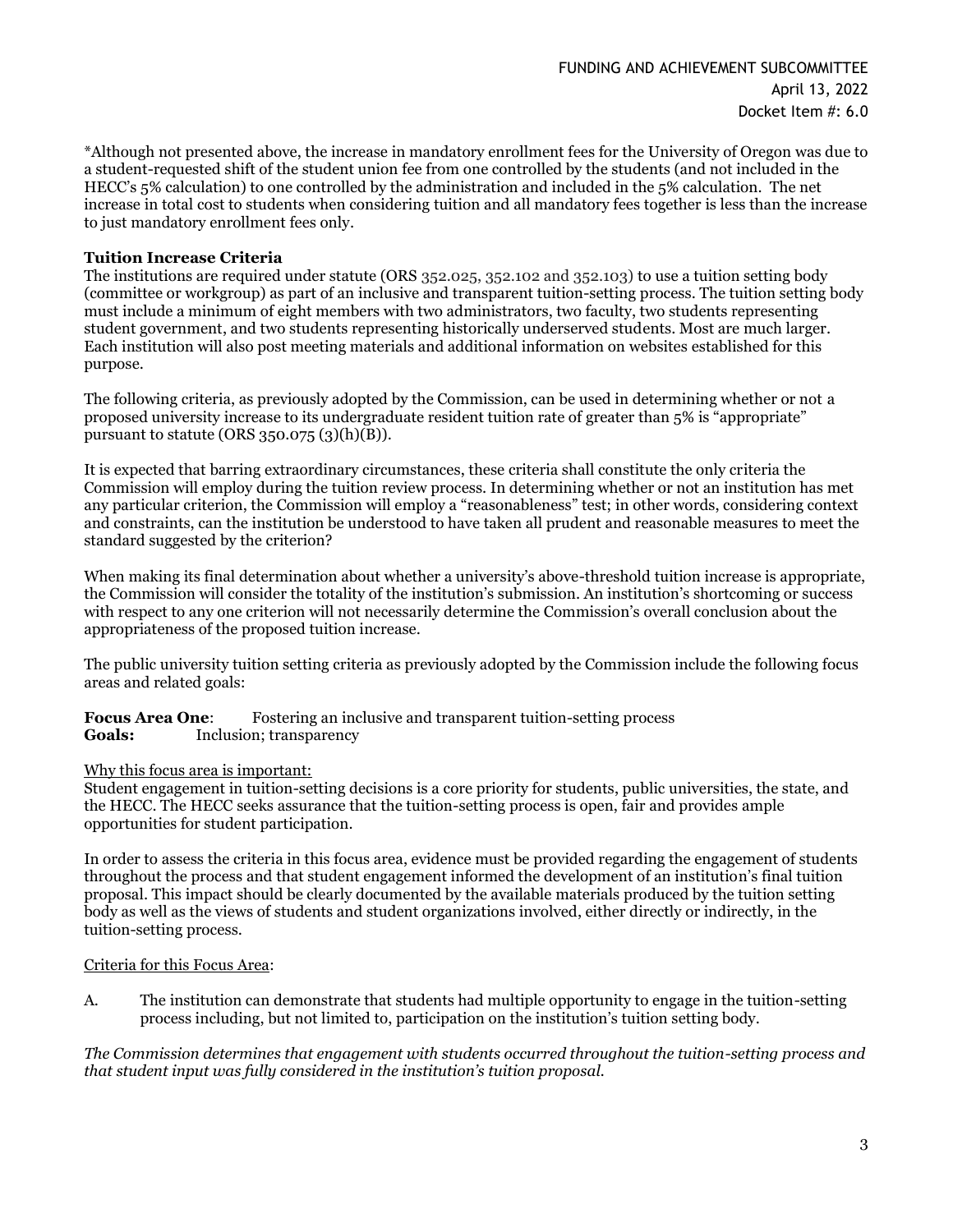*Although not presented above, the increase in mandatory enrollment fees for the University of Oregon was due to a student-requested shift of the student union fee from one controlled by the students (and not included in the HECC's 5% calculation) to one controlled by the administration and included in the 5% calculation. The net increase in total cost to students when considering tuition and all mandatory fees together is less than the increase to just mandatory enrollment fees only.

**Tuition Increase Criteria**

The institutions are required under statute (ORS 352.025, 352.102 and 352.103) to use a tuition setting body (committee or workgroup) as part of an inclusive and transparent tuition-setting process. The tuition setting body must include a minimum of eight members with two administrators, two faculty, two students representing student government, and two students representing historically underserved students. Most are much larger. Each institution will also post meeting materials and additional information on websites established for this purpose.

The following criteria, as previously adopted by the Commission, can be used in determining whether or not a proposed university increase to its undergraduate resident tuition rate of greater than 5% is "appropriate" pursuant to statute (ORS 350.075 (3)(h)(B)).

It is expected that barring extraordinary circumstances, these criteria shall constitute the only criteria the Commission will employ during the tuition review process. In determining whether or not an institution has met any particular criterion, the Commission will employ a "reasonableness" test; in other words, considering context and constraints, can the institution be understood to have taken all prudent and reasonable measures to meet the standard suggested by the criterion?

When making its final determination about whether a university's above-threshold tuition increase is appropriate, the Commission will consider the totality of the institution's submission. An institution's shortcoming or success with respect to any one criterion will not necessarily determine the Commission's overall conclusion about the appropriateness of the proposed tuition increase.

The public university tuition setting criteria as previously adopted by the Commission include the following focus areas and related goals:

**Focus Area One**: Fostering an inclusive and transparent tuition-setting process
**Goals:** Inclusion; transparency

Why this focus area is important:

Student engagement in tuition-setting decisions is a core priority for students, public universities, the state, and the HECC. The HECC seeks assurance that the tuition-setting process is open, fair and provides ample opportunities for student participation.

In order to assess the criteria in this focus area, evidence must be provided regarding the engagement of students throughout the process and that student engagement informed the development of an institution's final tuition proposal. This impact should be clearly documented by the available materials produced by the tuition setting body as well as the views of students and student organizations involved, either directly or indirectly, in the tuition-setting process.

Criteria for this Focus Area:

A. The institution can demonstrate that students had multiple opportunity to engage in the tuition-setting process including, but not limited to, participation on the institution's tuition setting body.

*The Commission determines that engagement with students occurred throughout the tuition-setting process and that student input was fully considered in the institution's tuition proposal.*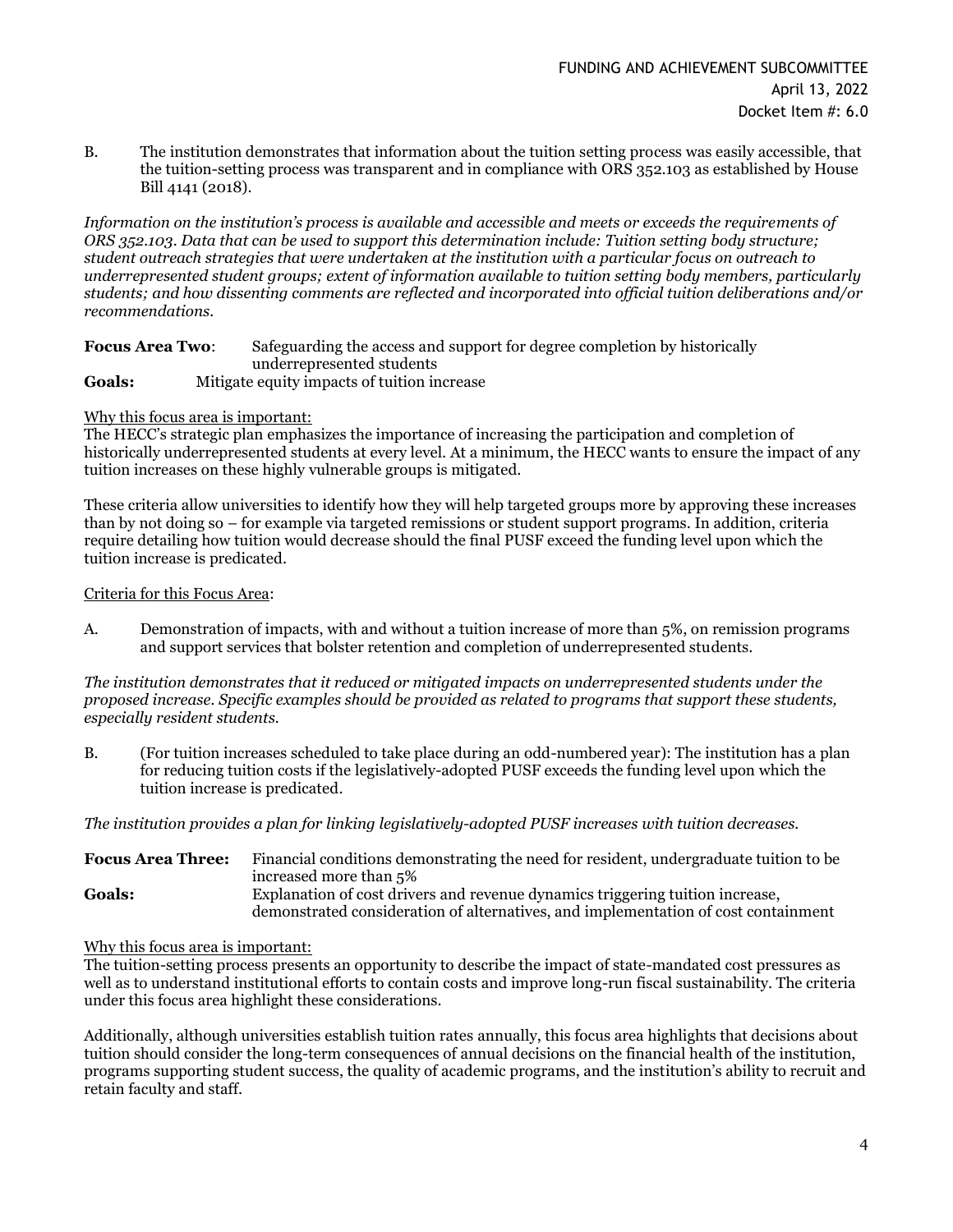B. The institution demonstrates that information about the tuition setting process was easily accessible, that the tuition-setting process was transparent and in compliance with ORS 352.103 as established by House Bill 4141 (2018).

*Information on the institution's process is available and accessible and meets or exceeds the requirements of ORS 352.103. Data that can be used to support this determination include: Tuition setting body structure; student outreach strategies that were undertaken at the institution with a particular focus on outreach to underrepresented student groups; extent of information available to tuition setting body members, particularly students; and how dissenting comments are reflected and incorporated into official tuition deliberations and/or recommendations.*

**Focus Area Two**: Safeguarding the access and support for degree completion by historically underrepresented students

**Goals:** Mitigate equity impacts of tuition increase

Why this focus area is important:

The HECC's strategic plan emphasizes the importance of increasing the participation and completion of historically underrepresented students at every level. At a minimum, the HECC wants to ensure the impact of any tuition increases on these highly vulnerable groups is mitigated.

These criteria allow universities to identify how they will help targeted groups more by approving these increases than by not doing so – for example via targeted remissions or student support programs. In addition, criteria require detailing how tuition would decrease should the final PUSF exceed the funding level upon which the tuition increase is predicated.

Criteria for this Focus Area:

A. Demonstration of impacts, with and without a tuition increase of more than 5%, on remission programs and support services that bolster retention and completion of underrepresented students.

*The institution demonstrates that it reduced or mitigated impacts on underrepresented students under the proposed increase. Specific examples should be provided as related to programs that support these students, especially resident students.*

B. (For tuition increases scheduled to take place during an odd-numbered year): The institution has a plan for reducing tuition costs if the legislatively-adopted PUSF exceeds the funding level upon which the tuition increase is predicated.

*The institution provides a plan for linking legislatively-adopted PUSF increases with tuition decreases.*

**Focus Area Three:** Financial conditions demonstrating the need for resident, undergraduate tuition to be increased more than 5%

**Goals:** Explanation of cost drivers and revenue dynamics triggering tuition increase, demonstrated consideration of alternatives, and implementation of cost containment

Why this focus area is important:

The tuition-setting process presents an opportunity to describe the impact of state-mandated cost pressures as well as to understand institutional efforts to contain costs and improve long-run fiscal sustainability. The criteria under this focus area highlight these considerations.

Additionally, although universities establish tuition rates annually, this focus area highlights that decisions about tuition should consider the long-term consequences of annual decisions on the financial health of the institution, programs supporting student success, the quality of academic programs, and the institution's ability to recruit and retain faculty and staff.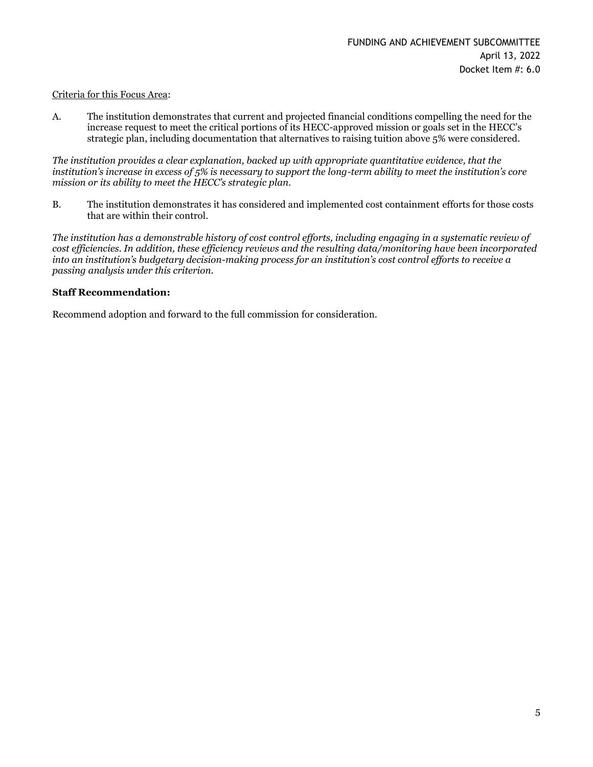<u>Criteria for this Focus Area</u>:

A. The institution demonstrates that current and projected financial conditions compelling the need for the increase request to meet the critical portions of its HECC-approved mission or goals set in the HECC's strategic plan, including documentation that alternatives to raising tuition above 5% were considered.

*The institution provides a clear explanation, backed up with appropriate quantitative evidence, that the institution's increase in excess of 5% is necessary to support the long-term ability to meet the institution's core mission or its ability to meet the HECC's strategic plan.*

B. The institution demonstrates it has considered and implemented cost containment efforts for those costs that are within their control.

*The institution has a demonstrable history of cost control efforts, including engaging in a systematic review of cost efficiencies. In addition, these efficiency reviews and the resulting data/monitoring have been incorporated into an institution's budgetary decision-making process for an institution's cost control efforts to receive a passing analysis under this criterion.*

**Staff Recommendation:**

Recommend adoption and forward to the full commission for consideration.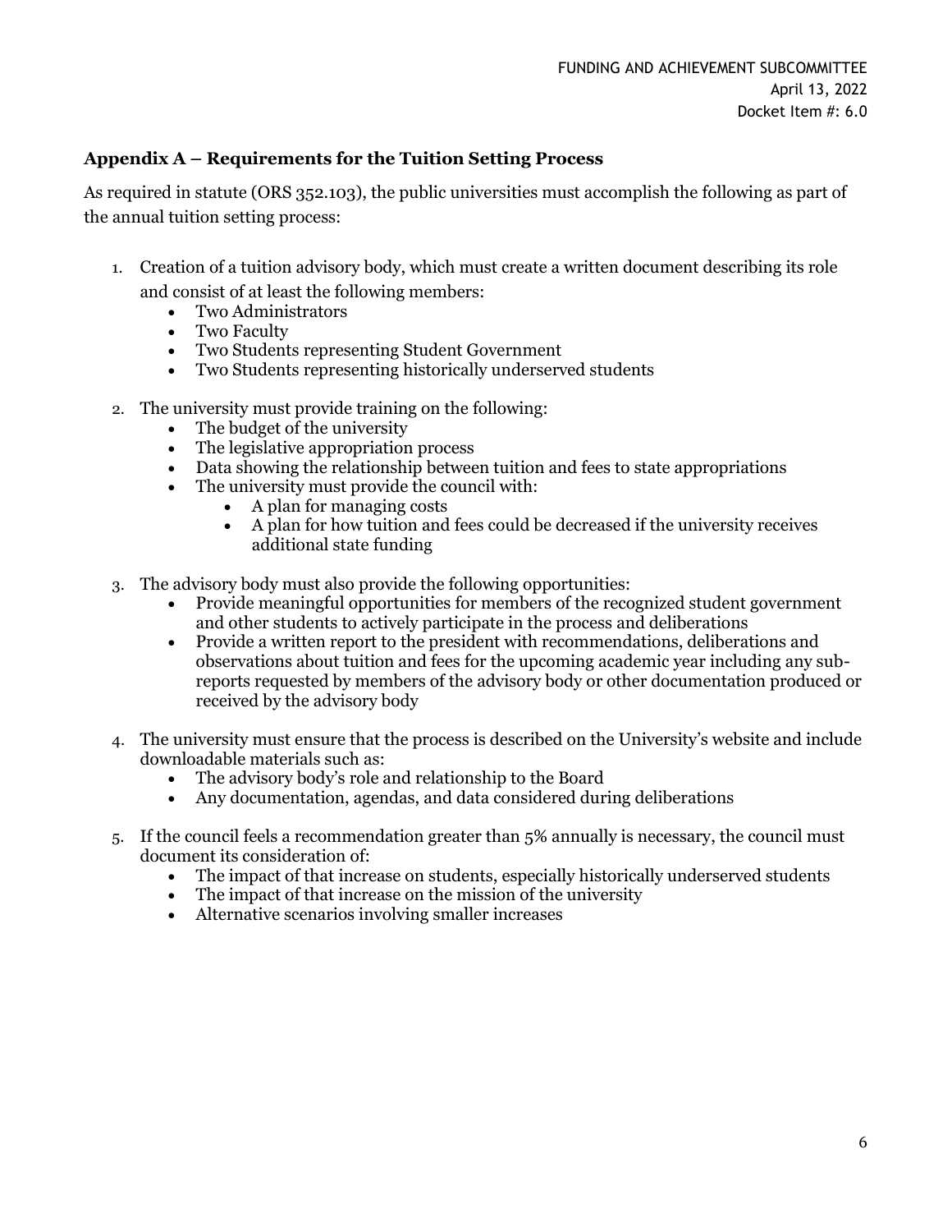## Appendix A – Requirements for the Tuition Setting Process

As required in statute (ORS 352.103), the public universities must accomplish the following as part of the annual tuition setting process:

1. Creation of a tuition advisory body, which must create a written document describing its role and consist of at least the following members:
   - Two Administrators
   - Two Faculty
   - Two Students representing Student Government
   - Two Students representing historically underserved students
2. The university must provide training on the following:
   - The budget of the university
   - The legislative appropriation process
   - Data showing the relationship between tuition and fees to state appropriations
   - The university must provide the council with:
     - A plan for managing costs
     - A plan for how tuition and fees could be decreased if the university receives additional state funding
3. The advisory body must also provide the following opportunities:
   - Provide meaningful opportunities for members of the recognized student government and other students to actively participate in the process and deliberations
   - Provide a written report to the president with recommendations, deliberations and observations about tuition and fees for the upcoming academic year including any sub-reports requested by members of the advisory body or other documentation produced or received by the advisory body
4. The university must ensure that the process is described on the University's website and include downloadable materials such as:
   - The advisory body's role and relationship to the Board
   - Any documentation, agendas, and data considered during deliberations
5. If the council feels a recommendation greater than 5% annually is necessary, the council must document its consideration of:
   - The impact of that increase on students, especially historically underserved students
   - The impact of that increase on the mission of the university
   - Alternative scenarios involving smaller increases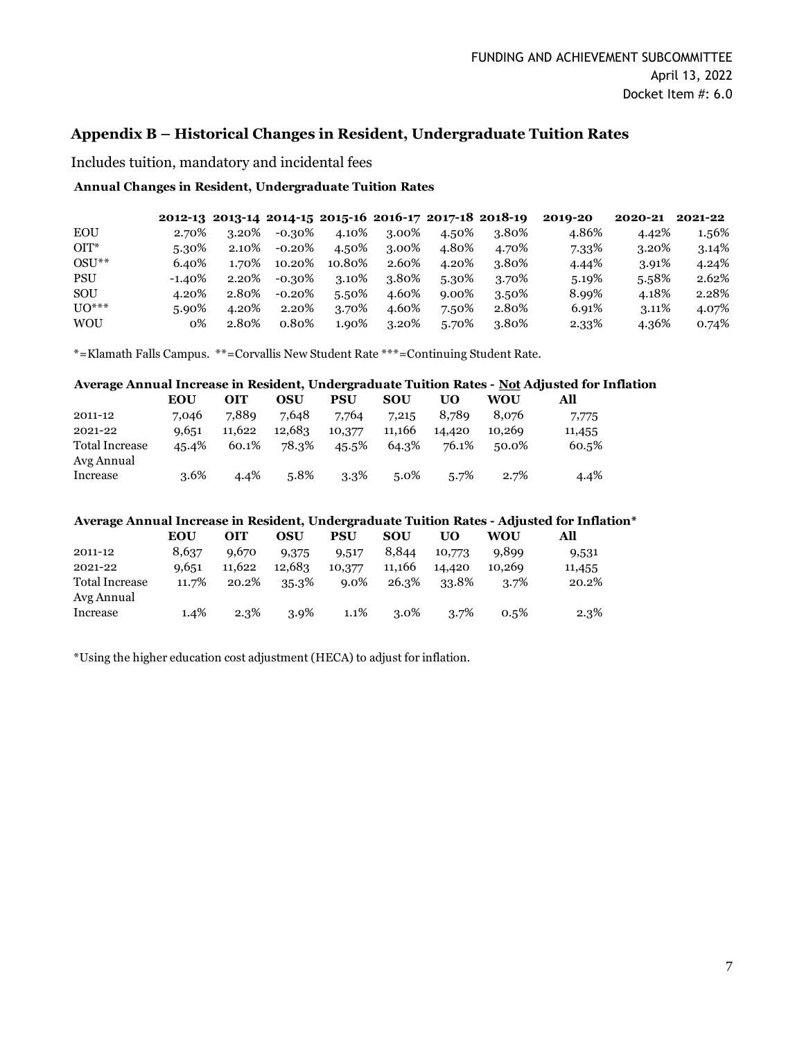## Appendix B – Historical Changes in Resident, Undergraduate Tuition Rates

Includes tuition, mandatory and incidental fees

**Annual Changes in Resident, Undergraduate Tuition Rates**

| | 2012-13 | 2013-14 | 2014-15 | 2015-16 | 2016-17 | 2017-18 | 2018-19 | 2019-20 | 2020-21 | 2021-22 |
|---|---|---|---|---|---|---|---|---|---|---|
| EOU | 2.70% | 3.20% | -0.30% | 4.10% | 3.00% | 4.50% | 3.80% | 4.86% | 4.42% | 1.56% |
| OIT* | 5.30% | 2.10% | -0.20% | 4.50% | 3.00% | 4.80% | 4.70% | 7.33% | 3.20% | 3.14% |
| OSU** | 6.40% | 1.70% | 10.20% | 10.80% | 2.60% | 4.20% | 3.80% | 4.44% | 3.91% | 4.24% |
| PSU | -1.40% | 2.20% | -0.30% | 3.10% | 3.80% | 5.30% | 3.70% | 5.19% | 5.58% | 2.62% |
| SOU | 4.20% | 2.80% | -0.20% | 5.50% | 4.60% | 9.00% | 3.50% | 8.99% | 4.18% | 2.28% |
| UO*** | 5.90% | 4.20% | 2.20% | 3.70% | 4.60% | 7.50% | 2.80% | 6.91% | 3.11% | 4.07% |
| WOU | 0% | 2.80% | 0.80% | 1.90% | 3.20% | 5.70% | 3.80% | 2.33% | 4.36% | 0.74% |

*=Klamath Falls Campus. **=Corvallis New Student Rate ***=Continuing Student Rate.

**Average Annual Increase in Resident, Undergraduate Tuition Rates - Not Adjusted for Inflation**

| | EOU | OIT | OSU | PSU | SOU | UO | WOU | All |
|---|---|---|---|---|---|---|---|---|
| 2011-12 | 7,046 | 7,889 | 7,648 | 7,764 | 7,215 | 8,789 | 8,076 | 7,775 |
| 2021-22 | 9,651 | 11,622 | 12,683 | 10,377 | 11,166 | 14,420 | 10,269 | 11,455 |
| Total Increase | 45.4% | 60.1% | 78.3% | 45.5% | 64.3% | 76.1% | 50.0% | 60.5% |
| Avg Annual Increase | 3.6% | 4.4% | 5.8% | 3.3% | 5.0% | 5.7% | 2.7% | 4.4% |

**Average Annual Increase in Resident, Undergraduate Tuition Rates - Adjusted for Inflation***

| | EOU | OIT | OSU | PSU | SOU | UO | WOU | All |
|---|---|---|---|---|---|---|---|---|
| 2011-12 | 8,637 | 9,670 | 9,375 | 9,517 | 8,844 | 10,773 | 9,899 | 9,531 |
| 2021-22 | 9,651 | 11,622 | 12,683 | 10,377 | 11,166 | 14,420 | 10,269 | 11,455 |
| Total Increase | 11.7% | 20.2% | 35.3% | 9.0% | 26.3% | 33.8% | 3.7% | 20.2% |
| Avg Annual Increase | 1.4% | 2.3% | 3.9% | 1.1% | 3.0% | 3.7% | 0.5% | 2.3% |

*Using the higher education cost adjustment (HECA) to adjust for inflation.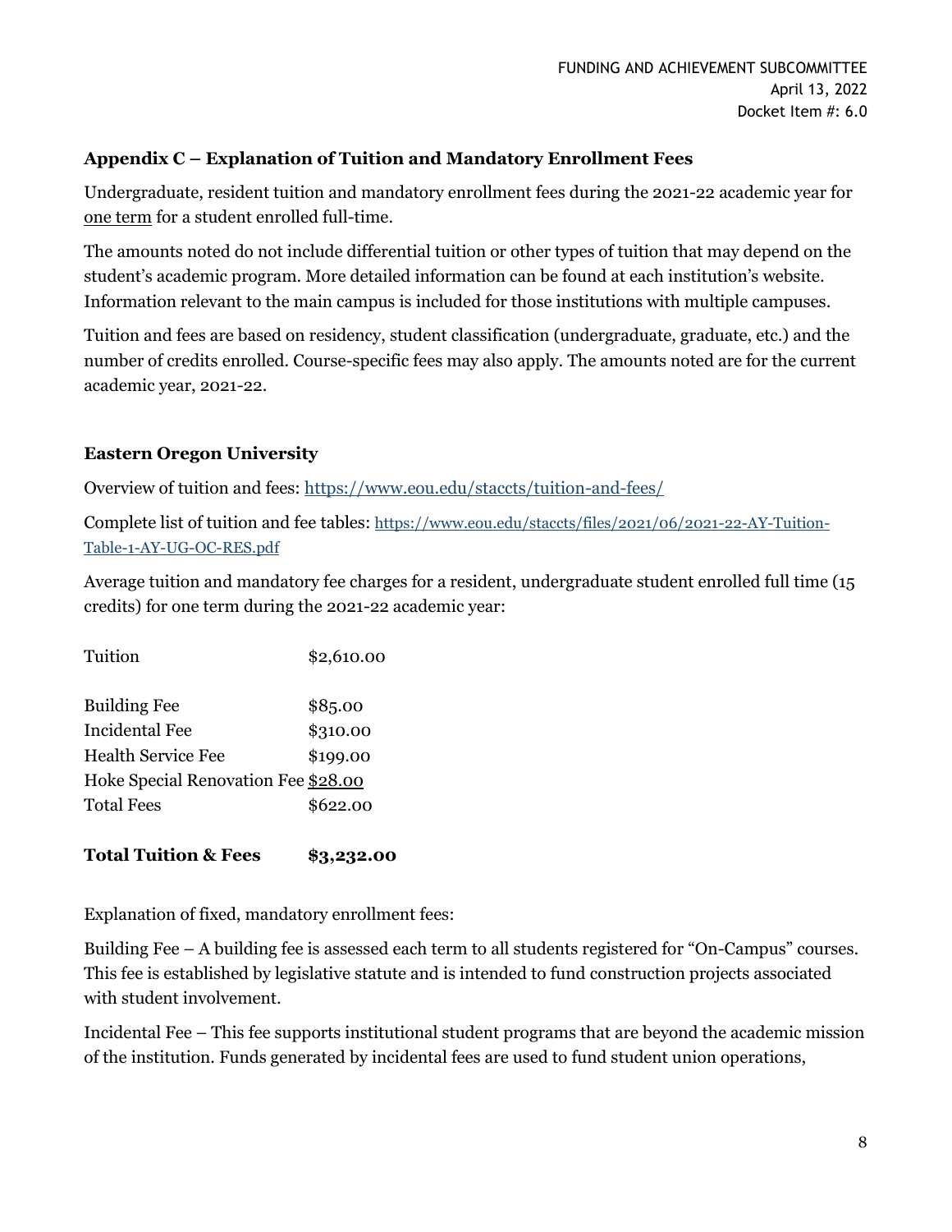## Appendix C – Explanation of Tuition and Mandatory Enrollment Fees

Undergraduate, resident tuition and mandatory enrollment fees during the 2021-22 academic year for one term for a student enrolled full-time.

The amounts noted do not include differential tuition or other types of tuition that may depend on the student's academic program. More detailed information can be found at each institution's website. Information relevant to the main campus is included for those institutions with multiple campuses.

Tuition and fees are based on residency, student classification (undergraduate, graduate, etc.) and the number of credits enrolled. Course-specific fees may also apply. The amounts noted are for the current academic year, 2021-22.

### Eastern Oregon University

Overview of tuition and fees: https://www.eou.edu/staccts/tuition-and-fees/

Complete list of tuition and fee tables: https://www.eou.edu/staccts/files/2021/06/2021-22-AY-Tuition-Table-1-AY-UG-OC-RES.pdf

Average tuition and mandatory fee charges for a resident, undergraduate student enrolled full time (15 credits) for one term during the 2021-22 academic year:

| | |
|---|---|
| Tuition | $2,610.00 |
| Building Fee | $85.00 |
| Incidental Fee | $310.00 |
| Health Service Fee | $199.00 |
| Hoke Special Renovation Fee | $28.00 |
| Total Fees | $622.00 |
| **Total Tuition & Fees** | **$3,232.00** |

Explanation of fixed, mandatory enrollment fees:

Building Fee – A building fee is assessed each term to all students registered for "On-Campus" courses. This fee is established by legislative statute and is intended to fund construction projects associated with student involvement.

Incidental Fee – This fee supports institutional student programs that are beyond the academic mission of the institution. Funds generated by incidental fees are used to fund student union operations,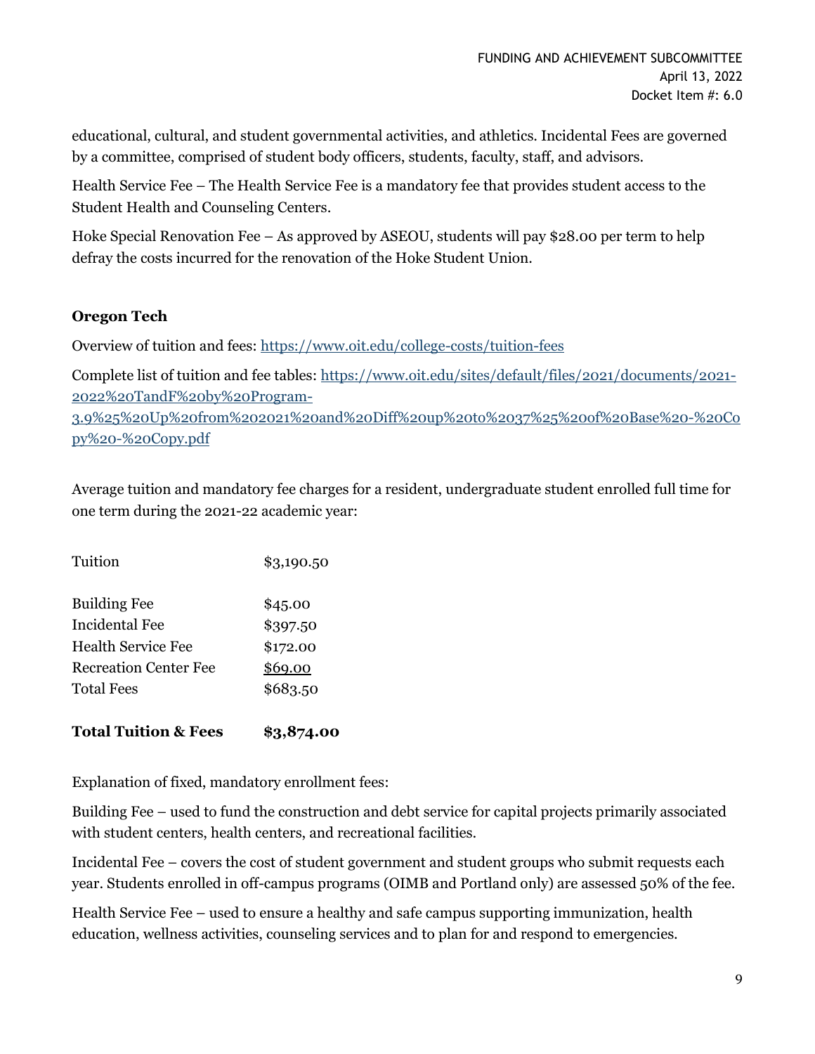educational, cultural, and student governmental activities, and athletics. Incidental Fees are governed by a committee, comprised of student body officers, students, faculty, staff, and advisors.

Health Service Fee – The Health Service Fee is a mandatory fee that provides student access to the Student Health and Counseling Centers.

Hoke Special Renovation Fee – As approved by ASEOU, students will pay $28.00 per term to help defray the costs incurred for the renovation of the Hoke Student Union.

### Oregon Tech

Overview of tuition and fees: https://www.oit.edu/college-costs/tuition-fees

Complete list of tuition and fee tables: https://www.oit.edu/sites/default/files/2021/documents/2021-2022%20TandF%20by%20Program-3.9%25%20Up%20from%202021%20and%20Diff%20up%20to%2037%25%20of%20Base%20-%20Copy%20-%20Copy.pdf

Average tuition and mandatory fee charges for a resident, undergraduate student enrolled full time for one term during the 2021-22 academic year:

| | |
|---|---|
| Tuition | $3,190.50 |
| Building Fee | $45.00 |
| Incidental Fee | $397.50 |
| Health Service Fee | $172.00 |
| Recreation Center Fee | $69.00 |
| Total Fees | $683.50 |
| **Total Tuition & Fees** | **$3,874.00** |

Explanation of fixed, mandatory enrollment fees:

Building Fee – used to fund the construction and debt service for capital projects primarily associated with student centers, health centers, and recreational facilities.

Incidental Fee – covers the cost of student government and student groups who submit requests each year. Students enrolled in off-campus programs (OIMB and Portland only) are assessed 50% of the fee.

Health Service Fee – used to ensure a healthy and safe campus supporting immunization, health education, wellness activities, counseling services and to plan for and respond to emergencies.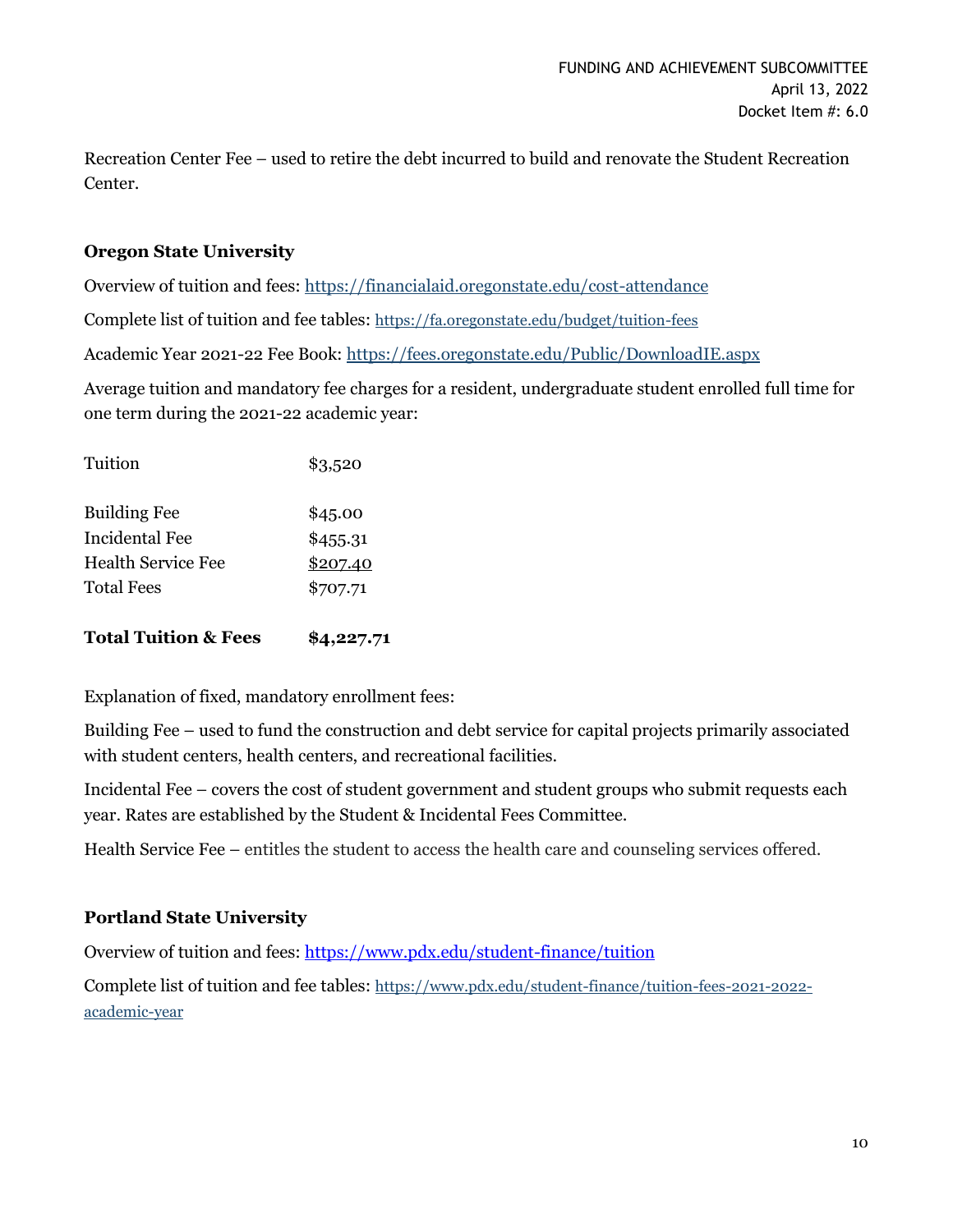Recreation Center Fee – used to retire the debt incurred to build and renovate the Student Recreation Center.

### Oregon State University

Overview of tuition and fees: https://financialaid.oregonstate.edu/cost-attendance

Complete list of tuition and fee tables: https://fa.oregonstate.edu/budget/tuition-fees

Academic Year 2021-22 Fee Book: https://fees.oregonstate.edu/Public/DownloadIE.aspx

Average tuition and mandatory fee charges for a resident, undergraduate student enrolled full time for one term during the 2021-22 academic year:

| | |
|---|---|
| Tuition | $3,520 |
| Building Fee | $45.00 |
| Incidental Fee | $455.31 |
| Health Service Fee | $207.40 |
| Total Fees | $707.71 |
| **Total Tuition & Fees** | **$4,227.71** |

Explanation of fixed, mandatory enrollment fees:

Building Fee – used to fund the construction and debt service for capital projects primarily associated with student centers, health centers, and recreational facilities.

Incidental Fee – covers the cost of student government and student groups who submit requests each year. Rates are established by the Student & Incidental Fees Committee.

Health Service Fee – entitles the student to access the health care and counseling services offered.

### Portland State University

Overview of tuition and fees: https://www.pdx.edu/student-finance/tuition

Complete list of tuition and fee tables: https://www.pdx.edu/student-finance/tuition-fees-2021-2022-academic-year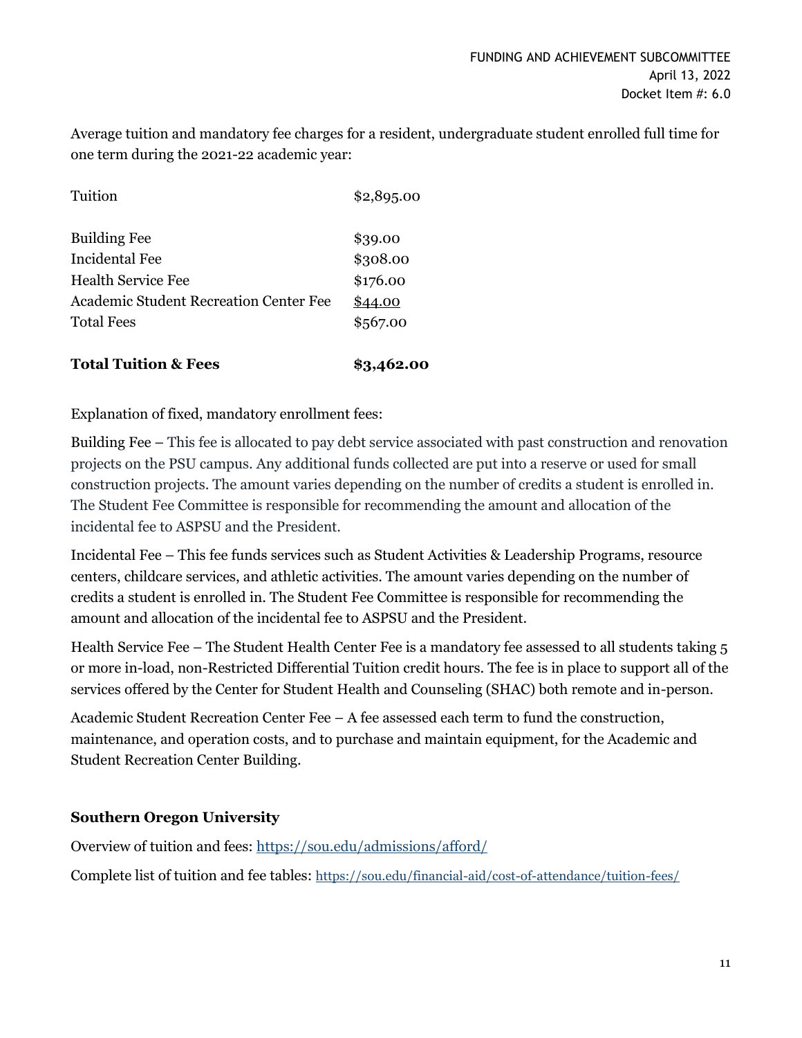Average tuition and mandatory fee charges for a resident, undergraduate student enrolled full time for one term during the 2021-22 academic year:

| | |
|---|---|
| Tuition | $2,895.00 |
| | |
| Building Fee | $39.00 |
| Incidental Fee | $308.00 |
| Health Service Fee | $176.00 |
| Academic Student Recreation Center Fee | $44.00 |
| Total Fees | $567.00 |
| | |
| **Total Tuition & Fees** | **$3,462.00** |

Explanation of fixed, mandatory enrollment fees:

Building Fee – This fee is allocated to pay debt service associated with past construction and renovation projects on the PSU campus. Any additional funds collected are put into a reserve or used for small construction projects. The amount varies depending on the number of credits a student is enrolled in. The Student Fee Committee is responsible for recommending the amount and allocation of the incidental fee to ASPSU and the President.

Incidental Fee – This fee funds services such as Student Activities & Leadership Programs, resource centers, childcare services, and athletic activities. The amount varies depending on the number of credits a student is enrolled in. The Student Fee Committee is responsible for recommending the amount and allocation of the incidental fee to ASPSU and the President.

Health Service Fee – The Student Health Center Fee is a mandatory fee assessed to all students taking 5 or more in-load, non-Restricted Differential Tuition credit hours. The fee is in place to support all of the services offered by the Center for Student Health and Counseling (SHAC) both remote and in-person.

Academic Student Recreation Center Fee – A fee assessed each term to fund the construction, maintenance, and operation costs, and to purchase and maintain equipment, for the Academic and Student Recreation Center Building.

**Southern Oregon University**

Overview of tuition and fees: https://sou.edu/admissions/afford/

Complete list of tuition and fee tables: https://sou.edu/financial-aid/cost-of-attendance/tuition-fees/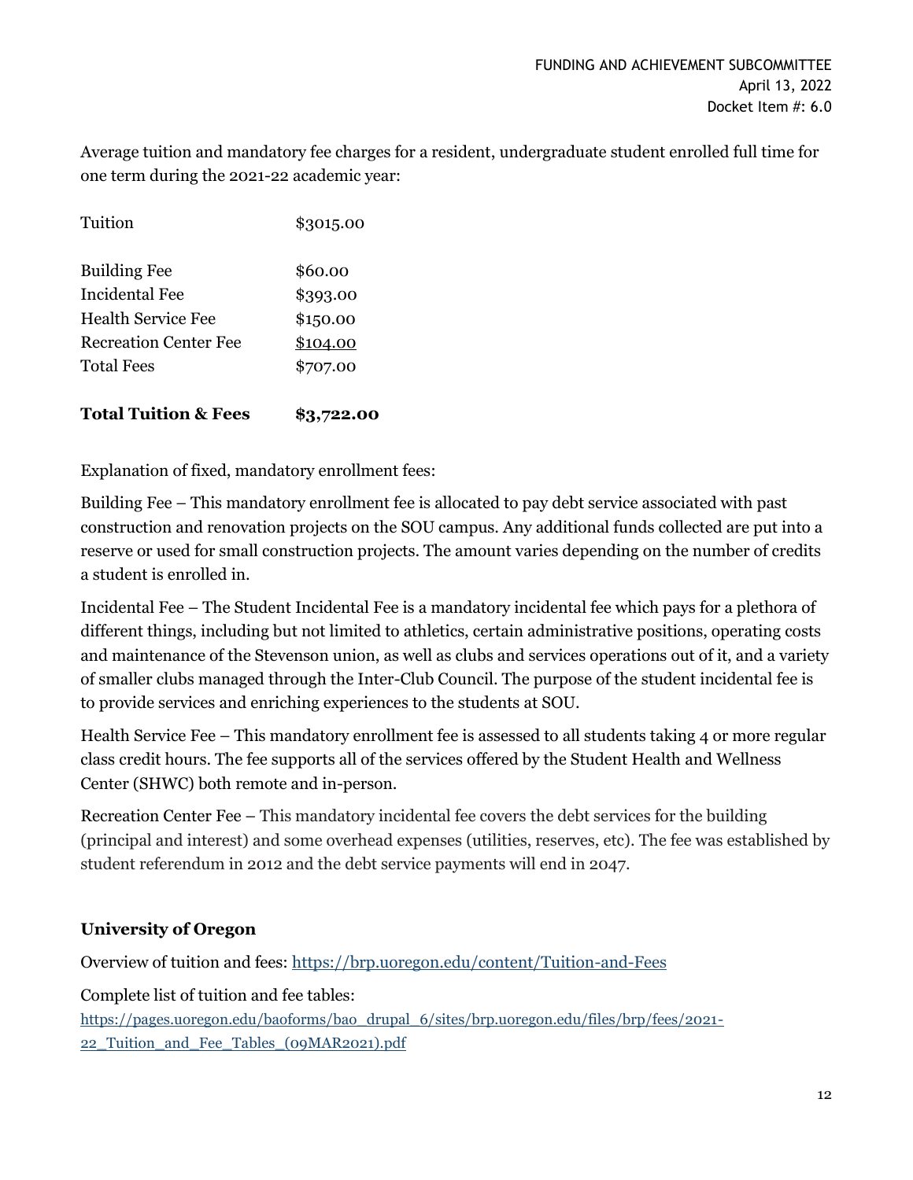Average tuition and mandatory fee charges for a resident, undergraduate student enrolled full time for one term during the 2021-22 academic year:

| | |
|---|---|
| Tuition | $3015.00 |
| | |
| Building Fee | $60.00 |
| Incidental Fee | $393.00 |
| Health Service Fee | $150.00 |
| Recreation Center Fee | $104.00 |
| Total Fees | $707.00 |
| | |
| **Total Tuition & Fees** | **$3,722.00** |

Explanation of fixed, mandatory enrollment fees:

Building Fee – This mandatory enrollment fee is allocated to pay debt service associated with past construction and renovation projects on the SOU campus. Any additional funds collected are put into a reserve or used for small construction projects. The amount varies depending on the number of credits a student is enrolled in.

Incidental Fee – The Student Incidental Fee is a mandatory incidental fee which pays for a plethora of different things, including but not limited to athletics, certain administrative positions, operating costs and maintenance of the Stevenson union, as well as clubs and services operations out of it, and a variety of smaller clubs managed through the Inter-Club Council. The purpose of the student incidental fee is to provide services and enriching experiences to the students at SOU.

Health Service Fee – This mandatory enrollment fee is assessed to all students taking 4 or more regular class credit hours. The fee supports all of the services offered by the Student Health and Wellness Center (SHWC) both remote and in-person.

Recreation Center Fee – This mandatory incidental fee covers the debt services for the building (principal and interest) and some overhead expenses (utilities, reserves, etc). The fee was established by student referendum in 2012 and the debt service payments will end in 2047.

**University of Oregon**

Overview of tuition and fees: https://brp.uoregon.edu/content/Tuition-and-Fees

Complete list of tuition and fee tables:
https://pages.uoregon.edu/baoforms/bao_drupal_6/sites/brp.uoregon.edu/files/brp/fees/2021-22_Tuition_and_Fee_Tables_(09MAR2021).pdf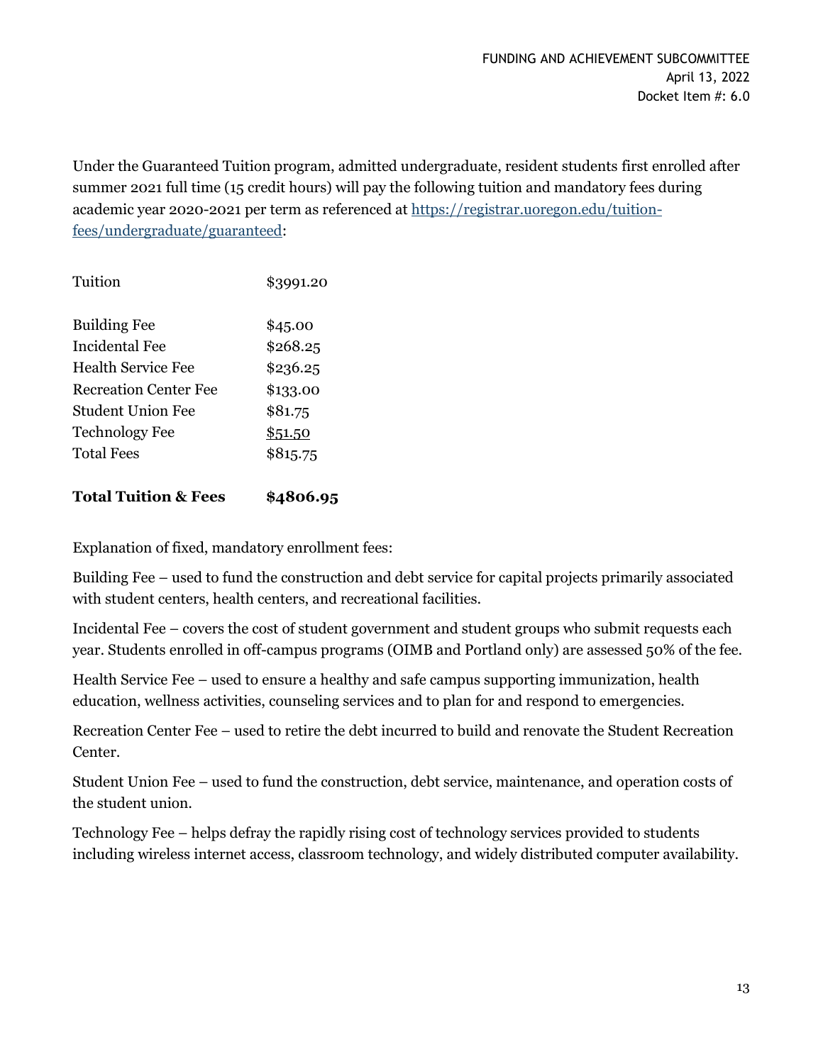FUNDING AND ACHIEVEMENT SUBCOMMITTEE
April 13, 2022
Docket Item #: 6.0

Under the Guaranteed Tuition program, admitted undergraduate, resident students first enrolled after summer 2021 full time (15 credit hours) will pay the following tuition and mandatory fees during academic year 2020-2021 per term as referenced at [https://registrar.uoregon.edu/tuition-fees/undergraduate/guaranteed](https://registrar.uoregon.edu/tuition-fees/undergraduate/guaranteed):

| | |
|---|---|
| Tuition | $3991.20 |
| | |
| Building Fee | $45.00 |
| Incidental Fee | $268.25 |
| Health Service Fee | $236.25 |
| Recreation Center Fee | $133.00 |
| Student Union Fee | $81.75 |
| Technology Fee | $51.50 |
| Total Fees | $815.75 |
| | |
| **Total Tuition & Fees** | **$4806.95** |

Explanation of fixed, mandatory enrollment fees:

Building Fee – used to fund the construction and debt service for capital projects primarily associated with student centers, health centers, and recreational facilities.

Incidental Fee – covers the cost of student government and student groups who submit requests each year. Students enrolled in off-campus programs (OIMB and Portland only) are assessed 50% of the fee.

Health Service Fee – used to ensure a healthy and safe campus supporting immunization, health education, wellness activities, counseling services and to plan for and respond to emergencies.

Recreation Center Fee – used to retire the debt incurred to build and renovate the Student Recreation Center.

Student Union Fee – used to fund the construction, debt service, maintenance, and operation costs of the student union.

Technology Fee – helps defray the rapidly rising cost of technology services provided to students including wireless internet access, classroom technology, and widely distributed computer availability.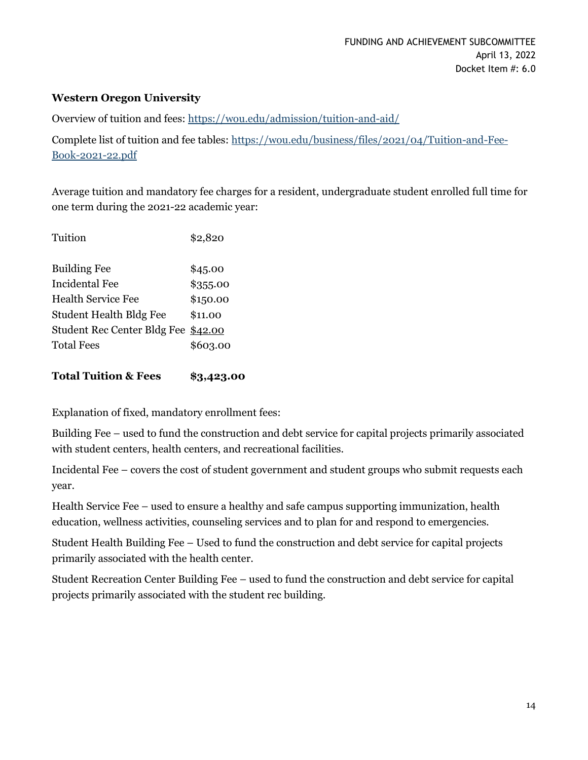FUNDING AND ACHIEVEMENT SUBCOMMITTEE
April 13, 2022
Docket Item #: 6.0

**Western Oregon University**

Overview of tuition and fees: [https://wou.edu/admission/tuition-and-aid/](https://wou.edu/admission/tuition-and-aid/)

Complete list of tuition and fee tables: [https://wou.edu/business/files/2021/04/Tuition-and-Fee-Book-2021-22.pdf](https://wou.edu/business/files/2021/04/Tuition-and-Fee-Book-2021-22.pdf)

Average tuition and mandatory fee charges for a resident, undergraduate student enrolled full time for one term during the 2021-22 academic year:

| | |
|---|---|
| Tuition | $2,820 |
| | |
| Building Fee | $45.00 |
| Incidental Fee | $355.00 |
| Health Service Fee | $150.00 |
| Student Health Bldg Fee | $11.00 |
| Student Rec Center Bldg Fee | $42.00 |
| Total Fees | $603.00 |
| | |
| **Total Tuition & Fees** | **$3,423.00** |

Explanation of fixed, mandatory enrollment fees:

Building Fee – used to fund the construction and debt service for capital projects primarily associated with student centers, health centers, and recreational facilities.

Incidental Fee – covers the cost of student government and student groups who submit requests each year.

Health Service Fee – used to ensure a healthy and safe campus supporting immunization, health education, wellness activities, counseling services and to plan for and respond to emergencies.

Student Health Building Fee – Used to fund the construction and debt service for capital projects primarily associated with the health center.

Student Recreation Center Building Fee – used to fund the construction and debt service for capital projects primarily associated with the student rec building.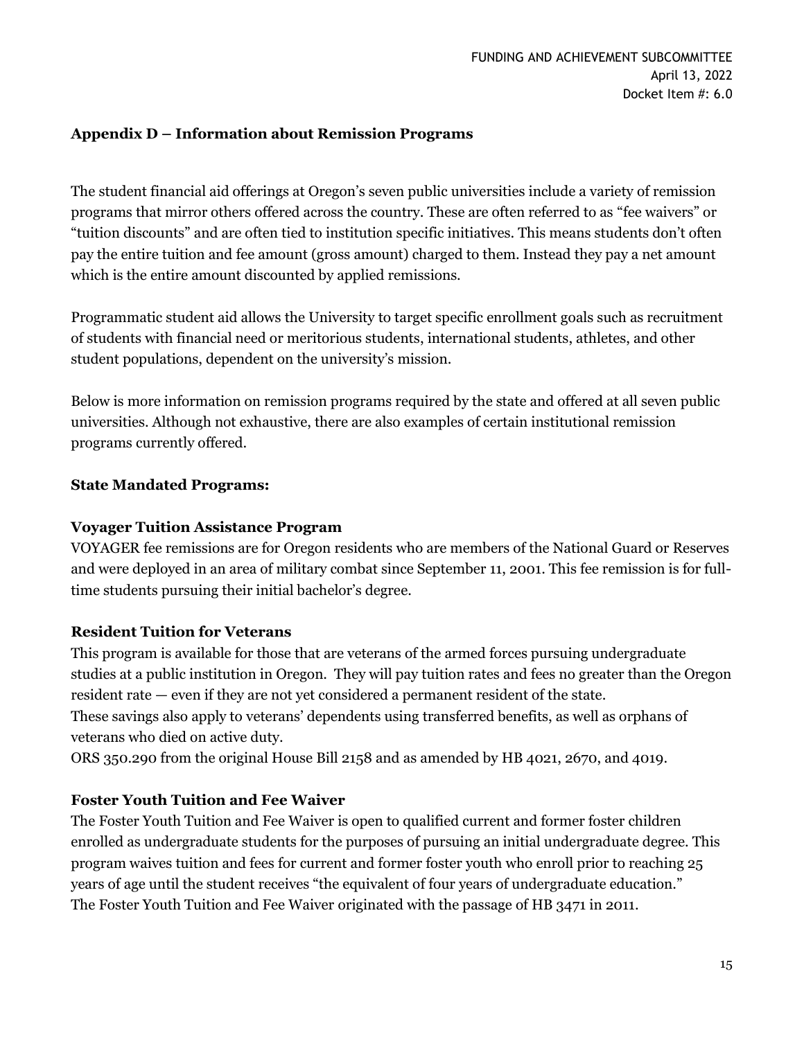## Appendix D – Information about Remission Programs

The student financial aid offerings at Oregon's seven public universities include a variety of remission programs that mirror others offered across the country. These are often referred to as "fee waivers" or "tuition discounts" and are often tied to institution specific initiatives. This means students don't often pay the entire tuition and fee amount (gross amount) charged to them. Instead they pay a net amount which is the entire amount discounted by applied remissions.

Programmatic student aid allows the University to target specific enrollment goals such as recruitment of students with financial need or meritorious students, international students, athletes, and other student populations, dependent on the university's mission.

Below is more information on remission programs required by the state and offered at all seven public universities. Although not exhaustive, there are also examples of certain institutional remission programs currently offered.

### State Mandated Programs:

#### Voyager Tuition Assistance Program

VOYAGER fee remissions are for Oregon residents who are members of the National Guard or Reserves and were deployed in an area of military combat since September 11, 2001. This fee remission is for full-time students pursuing their initial bachelor's degree.

#### Resident Tuition for Veterans

This program is available for those that are veterans of the armed forces pursuing undergraduate studies at a public institution in Oregon. They will pay tuition rates and fees no greater than the Oregon resident rate — even if they are not yet considered a permanent resident of the state.
These savings also apply to veterans' dependents using transferred benefits, as well as orphans of veterans who died on active duty.
ORS 350.290 from the original House Bill 2158 and as amended by HB 4021, 2670, and 4019.

#### Foster Youth Tuition and Fee Waiver

The Foster Youth Tuition and Fee Waiver is open to qualified current and former foster children enrolled as undergraduate students for the purposes of pursuing an initial undergraduate degree. This program waives tuition and fees for current and former foster youth who enroll prior to reaching 25 years of age until the student receives "the equivalent of four years of undergraduate education."
The Foster Youth Tuition and Fee Waiver originated with the passage of HB 3471 in 2011.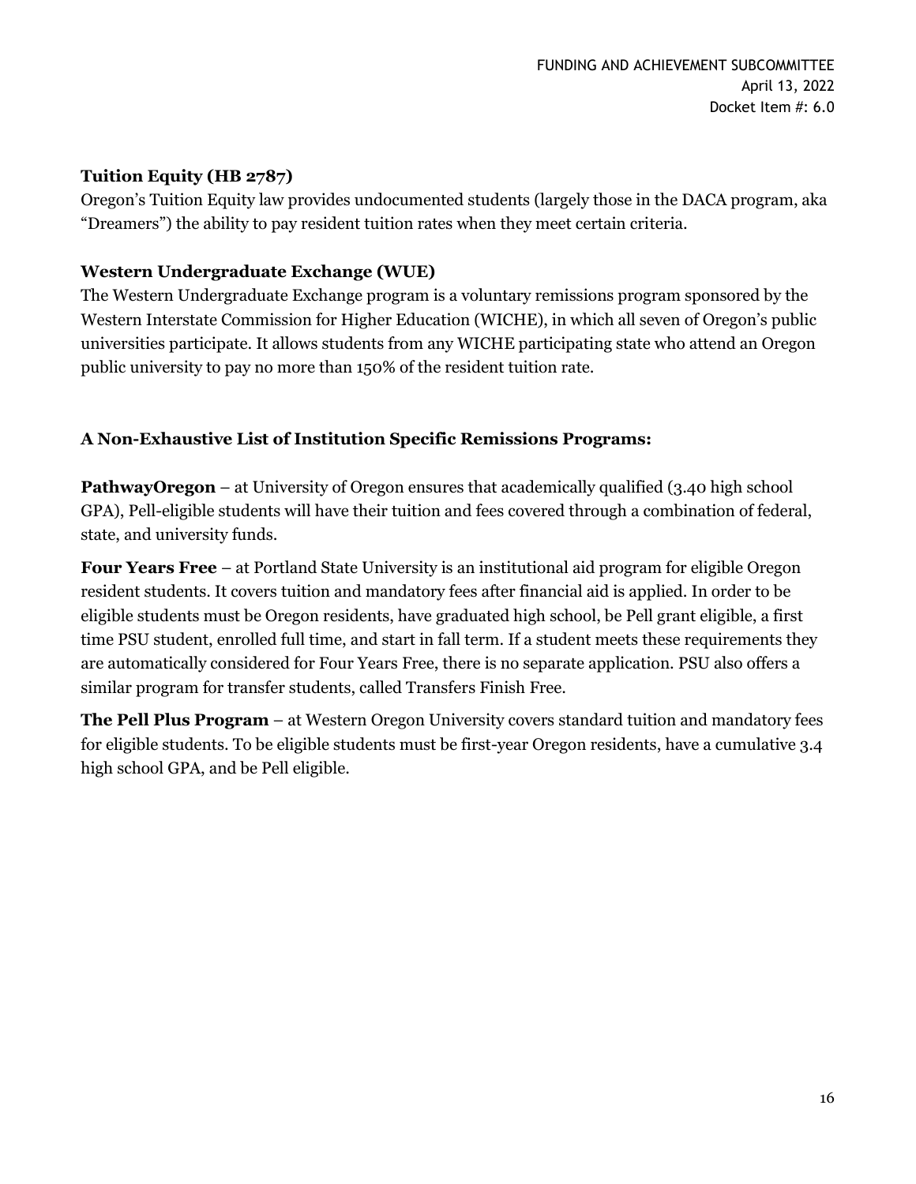**Tuition Equity (HB 2787)**

Oregon's Tuition Equity law provides undocumented students (largely those in the DACA program, aka "Dreamers") the ability to pay resident tuition rates when they meet certain criteria.

**Western Undergraduate Exchange (WUE)**

The Western Undergraduate Exchange program is a voluntary remissions program sponsored by the Western Interstate Commission for Higher Education (WICHE), in which all seven of Oregon's public universities participate. It allows students from any WICHE participating state who attend an Oregon public university to pay no more than 150% of the resident tuition rate.

**A Non-Exhaustive List of Institution Specific Remissions Programs:**

**PathwayOregon** – at University of Oregon ensures that academically qualified (3.40 high school GPA), Pell-eligible students will have their tuition and fees covered through a combination of federal, state, and university funds.

**Four Years Free** – at Portland State University is an institutional aid program for eligible Oregon resident students. It covers tuition and mandatory fees after financial aid is applied. In order to be eligible students must be Oregon residents, have graduated high school, be Pell grant eligible, a first time PSU student, enrolled full time, and start in fall term. If a student meets these requirements they are automatically considered for Four Years Free, there is no separate application. PSU also offers a similar program for transfer students, called Transfers Finish Free.

**The Pell Plus Program** – at Western Oregon University covers standard tuition and mandatory fees for eligible students. To be eligible students must be first-year Oregon residents, have a cumulative 3.4 high school GPA, and be Pell eligible.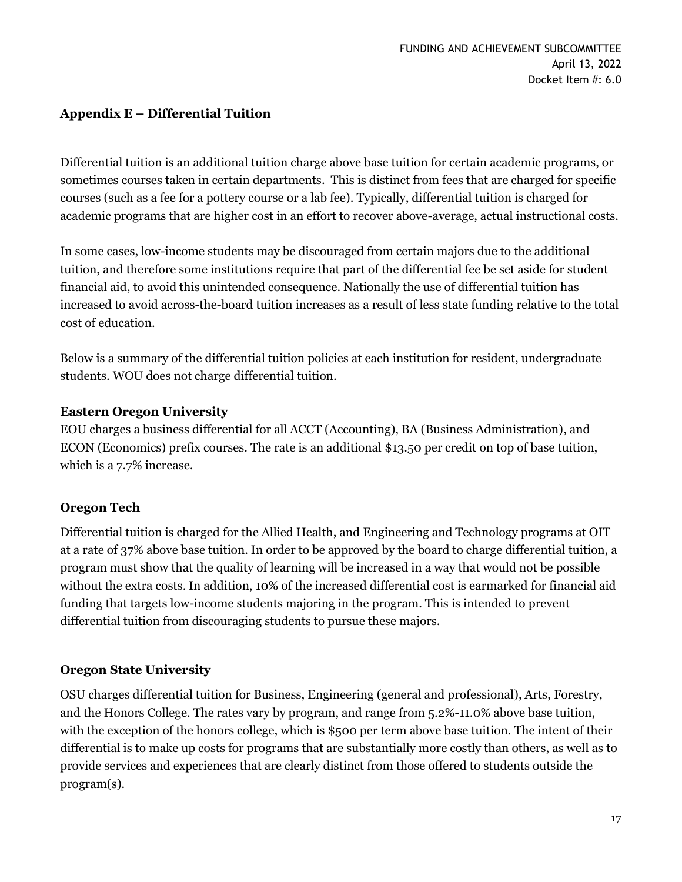## Appendix E – Differential Tuition

Differential tuition is an additional tuition charge above base tuition for certain academic programs, or sometimes courses taken in certain departments. This is distinct from fees that are charged for specific courses (such as a fee for a pottery course or a lab fee). Typically, differential tuition is charged for academic programs that are higher cost in an effort to recover above-average, actual instructional costs.

In some cases, low-income students may be discouraged from certain majors due to the additional tuition, and therefore some institutions require that part of the differential fee be set aside for student financial aid, to avoid this unintended consequence. Nationally the use of differential tuition has increased to avoid across-the-board tuition increases as a result of less state funding relative to the total cost of education.

Below is a summary of the differential tuition policies at each institution for resident, undergraduate students. WOU does not charge differential tuition.

### Eastern Oregon University

EOU charges a business differential for all ACCT (Accounting), BA (Business Administration), and ECON (Economics) prefix courses. The rate is an additional $13.50 per credit on top of base tuition, which is a 7.7% increase.

### Oregon Tech

Differential tuition is charged for the Allied Health, and Engineering and Technology programs at OIT at a rate of 37% above base tuition. In order to be approved by the board to charge differential tuition, a program must show that the quality of learning will be increased in a way that would not be possible without the extra costs. In addition, 10% of the increased differential cost is earmarked for financial aid funding that targets low-income students majoring in the program. This is intended to prevent differential tuition from discouraging students to pursue these majors.

### Oregon State University

OSU charges differential tuition for Business, Engineering (general and professional), Arts, Forestry, and the Honors College. The rates vary by program, and range from 5.2%-11.0% above base tuition, with the exception of the honors college, which is $500 per term above base tuition. The intent of their differential is to make up costs for programs that are substantially more costly than others, as well as to provide services and experiences that are clearly distinct from those offered to students outside the program(s).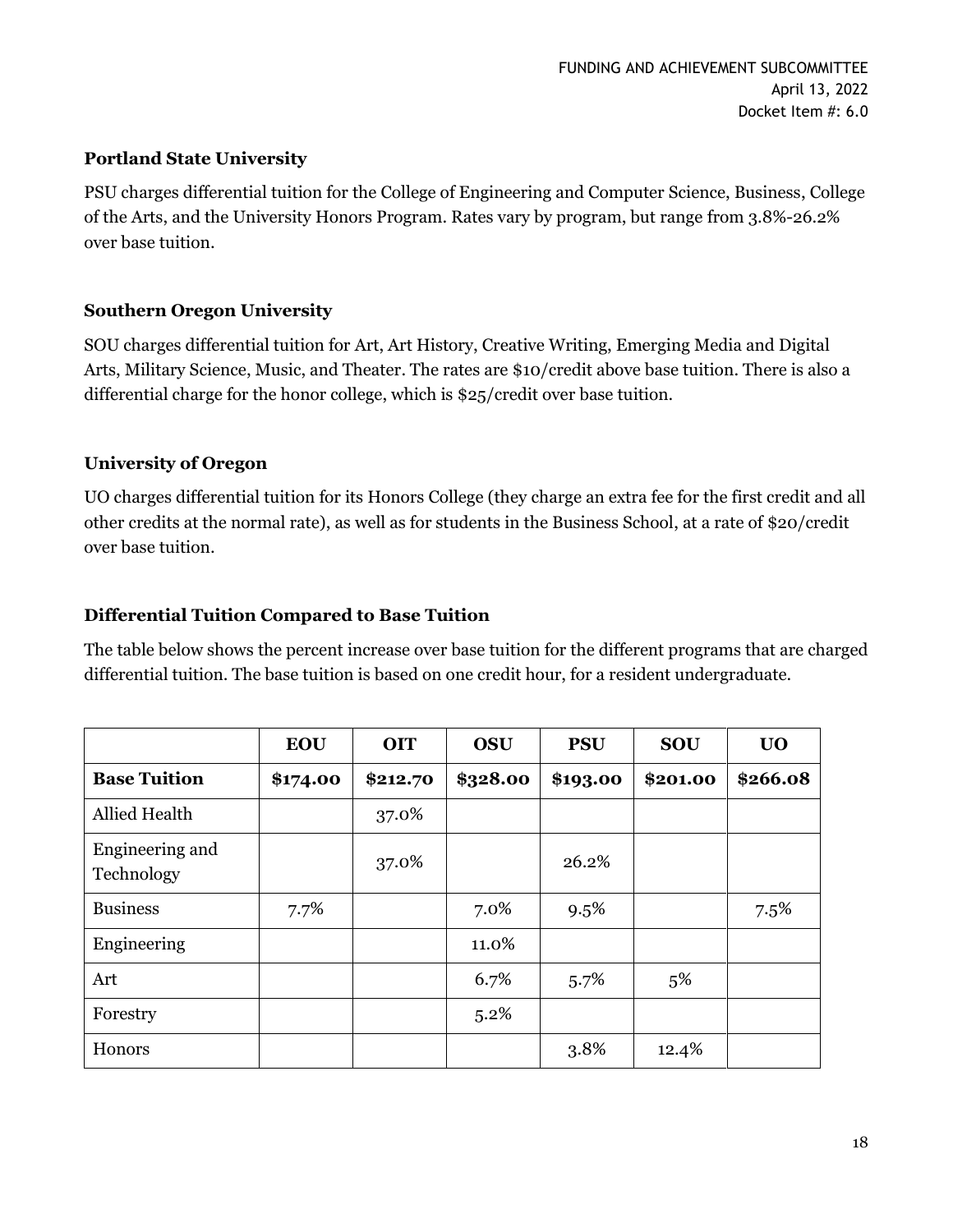### Portland State University

PSU charges differential tuition for the College of Engineering and Computer Science, Business, College of the Arts, and the University Honors Program. Rates vary by program, but range from 3.8%-26.2% over base tuition.

### Southern Oregon University

SOU charges differential tuition for Art, Art History, Creative Writing, Emerging Media and Digital Arts, Military Science, Music, and Theater. The rates are $10/credit above base tuition. There is also a differential charge for the honor college, which is $25/credit over base tuition.

### University of Oregon

UO charges differential tuition for its Honors College (they charge an extra fee for the first credit and all other credits at the normal rate), as well as for students in the Business School, at a rate of $20/credit over base tuition.

### Differential Tuition Compared to Base Tuition

The table below shows the percent increase over base tuition for the different programs that are charged differential tuition. The base tuition is based on one credit hour, for a resident undergraduate.

| | EOU | OIT | OSU | PSU | SOU | UO |
|---|---|---|---|---|---|---|
| **Base Tuition** | **$174.00** | **$212.70** | **$328.00** | **$193.00** | **$201.00** | **$266.08** |
| Allied Health | | 37.0% | | | | |
| Engineering and Technology | | 37.0% | | 26.2% | | |
| Business | 7.7% | | 7.0% | 9.5% | | 7.5% |
| Engineering | | | 11.0% | | | |
| Art | | | 6.7% | 5.7% | 5% | |
| Forestry | | | 5.2% | | | |
| Honors | | | | 3.8% | 12.4% | |